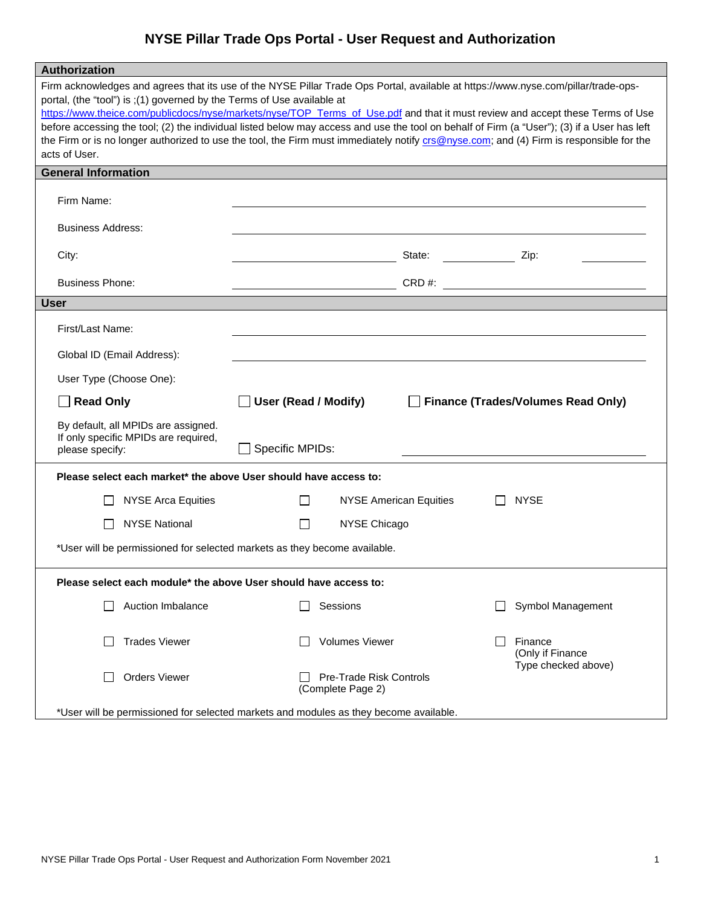# NYSE Pillar Trade Ops Portal - User Request and Authorization

## Authorization

Firm acknowledges and agrees that its use of the NYSE Pillar Trade Ops Portal, available at https://www.nyse.com/pillar/trade-ops-portal, (the "tool") is ;(1) governed by the Terms of Use available at https://www.theice.com/publicdocs/nyse/markets/nyse/TOP_Terms_of_Use.pdf and that it must review and accept these Terms of Use before accessing the tool; (2) the individual listed below may access and use the tool on behalf of Firm (a "User"); (3) if a User has left the Firm or is no longer authorized to use the tool, the Firm must immediately notify crs@nyse.com; and (4) Firm is responsible for the acts of User.

## General Information

Firm Name: ______________________________

Business Address: ______________________________

City: ____________________ State: __________ Zip: __________

Business Phone: ____________________ CRD #: ____________________

## User

First/Last Name: ______________________________

Global ID (Email Address): ______________________________

User Type (Choose One):

☐ **Read Only** ☐ **User (Read / Modify)** ☐ **Finance (Trades/Volumes Read Only)**

By default, all MPIDs are assigned. If only specific MPIDs are required, please specify: ☐ Specific MPIDs: ____________________

**Please select each market* the above User should have access to:**

☐ NYSE Arca Equities ☐ NYSE American Equities ☐ NYSE

☐ NYSE National ☐ NYSE Chicago

*User will be permissioned for selected markets as they become available.

**Please select each module* the above User should have access to:**

☐ Auction Imbalance ☐ Sessions ☐ Symbol Management

☐ Trades Viewer ☐ Volumes Viewer ☐ Finance (Only if Finance Type checked above)

☐ Orders Viewer ☐ Pre-Trade Risk Controls (Complete Page 2)

*User will be permissioned for selected markets and modules as they become available.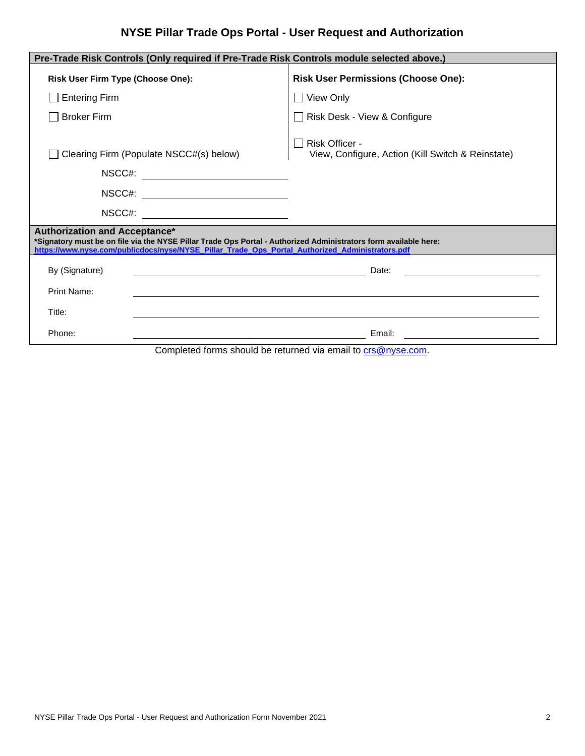# NYSE Pillar Trade Ops Portal - User Request and Authorization

## Pre-Trade Risk Controls (Only required if Pre-Trade Risk Controls module selected above.)

**Risk User Firm Type (Choose One):**

☐ Entering Firm

☐ Broker Firm

☐ Clearing Firm (Populate NSCC#(s) below)

NSCC#: ____________________

NSCC#: ____________________

NSCC#: ____________________

**Risk User Permissions (Choose One):**

☐ View Only

☐ Risk Desk - View & Configure

☐ Risk Officer - View, Configure, Action (Kill Switch & Reinstate)

## Authorization and Acceptance*

***Signatory must be on file via the NYSE Pillar Trade Ops Portal - Authorized Administrators form available here:**
**https://www.nyse.com/publicdocs/nyse/NYSE_Pillar_Trade_Ops_Portal_Authorized_Administrators.pdf**

By (Signature) ______________________________ Date: ____________________

Print Name: ______________________________

Title: ______________________________

Phone: ______________________________ Email: ____________________

Completed forms should be returned via email to crs@nyse.com.